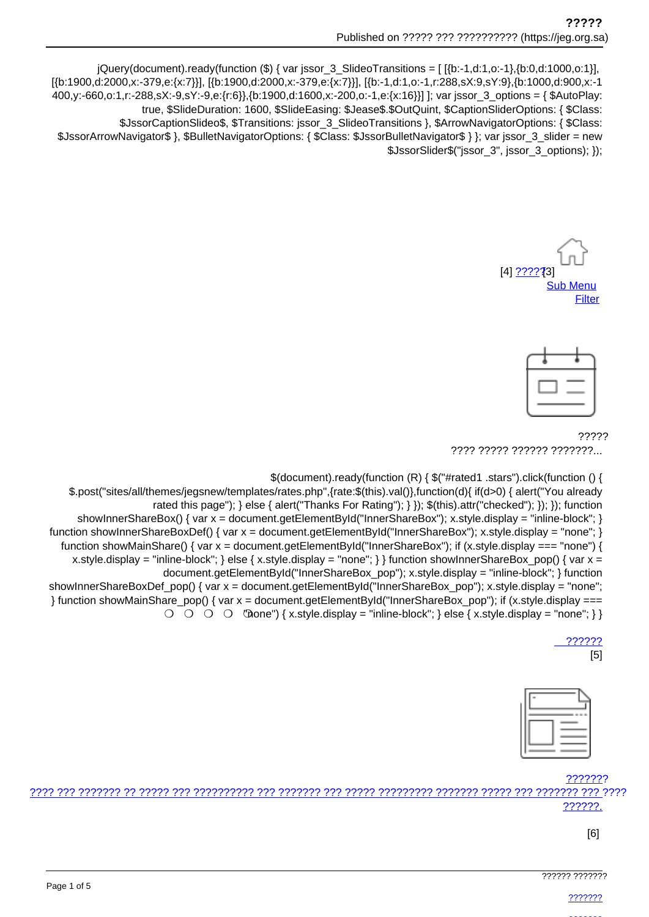jQuery(document).ready(function ($) { var jssor_3_SlideoTransitions = [ [{b:-1,d:1,o:-1},{b:0,d:1000,o:1}], [{b:1900,d:2000,x:-379,e:{x:7}}], [{b:1900,d:2000,x:-379,e:{x:7}}], [{b:-1,d:1,o:-1,r:288,sX:9,sY:9},{b:1000,d:900,x:-1400,y:-660,o:1,r:-288,sX:-9,sY:-9,e:{r:6}},{b:1900,d:1600,x:-200,o:-1,e:{x:16}}] ]; var jssor_3_options = { $AutoPlay: true, $SlideDuration: 1600, $SlideEasing: $Jease$.$OutQuint, $CaptionSliderOptions: { $Class: $JssorCaptionSlideo$, $Transitions: jssor_3_SlideoTransitions }, $ArrowNavigatorOptions: { $Class: $JssorArrowNavigator$ }, $BulletNavigatorOptions: { $Class: $JssorBulletNavigator$ } }; var jssor_3_slider = new $JssorSlider$("jssor_3", jssor_3_options); });

[4] ?????[3]
Sub Menu
Filter

?????
???? ????? ?????? ???????...

$(document).ready(function (R) { $("#rated1 .stars").click(function () { $.post("sites/all/themes/jegsnew/templates/rates.php",{rate:$(this).val()},function(d){ if(d>0) { alert("You already rated this page"); } else { alert("Thanks For Rating"); } }); $(this).attr("checked"); }); }); function showInnerShareBox() { var x = document.getElementById("InnerShareBox"); x.style.display = "inline-block"; } function showInnerShareBoxDef() { var x = document.getElementById("InnerShareBox"); x.style.display = "none"; } function showMainShare() { var x = document.getElementById("InnerShareBox"); if (x.style.display === "none") { x.style.display = "inline-block"; } else { x.style.display = "none"; } } function showInnerShareBox_pop() { var x = document.getElementById("InnerShareBox_pop"); x.style.display = "inline-block"; } function showInnerShareBoxDef_pop() { var x = document.getElementById("InnerShareBox_pop"); x.style.display = "none"; } function showMainShare_pop() { var x = document.getElementById("InnerShareBox_pop"); if (x.style.display === "none") { x.style.display = "inline-block"; } else { x.style.display = "none"; } }

??????
[5]

???????
???? ??? ??????? ?? ????? ??? ?????????? ??? ??????? ??? ????? ????????? ??????? ????? ??? ??????? ??? ???? ??????.

[6]

?????? ???????

???????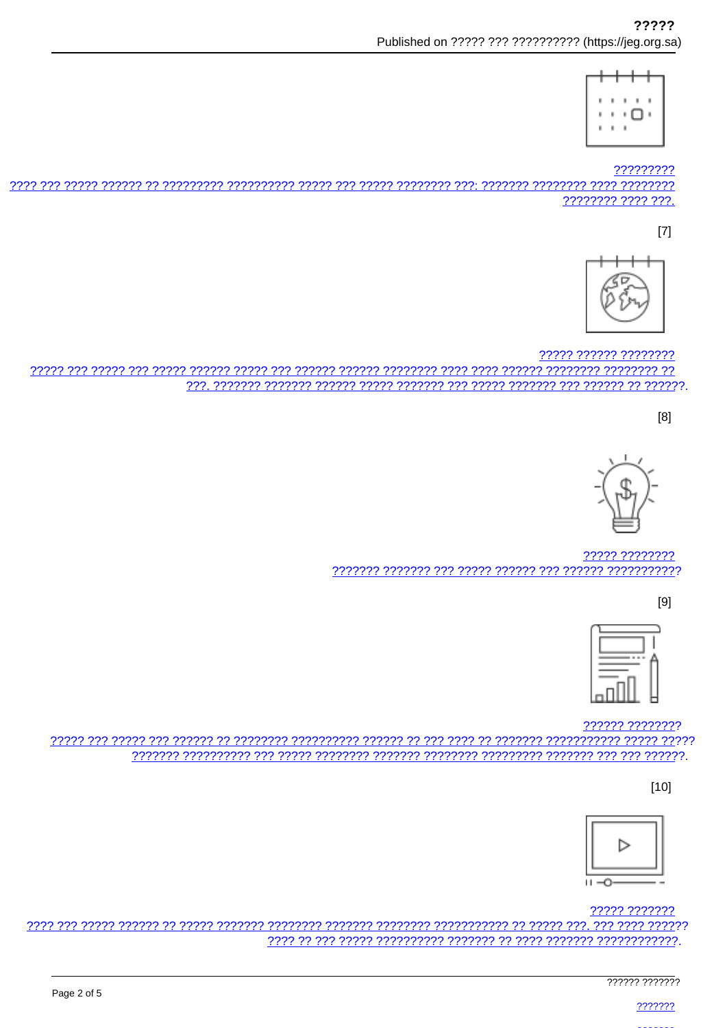?????????

???? ??? ????? ?????? ?? ????????? ?????????? ????? ??? ????? ???????? ???: ??????? ???????? ???? ???????? ???????? ???? ???.

[7]

????? ?????? ????????

????? ??? ????? ??? ????? ?????? ????? ??? ?????? ?????? ???????? ???? ???? ?????? ???????? ???????? ?? ???. ??????? ??????? ?????? ????? ??????? ??? ????? ??????? ??? ?????? ?? ??????.

[8]

????? ????????

??????? ??????? ??? ????? ?????? ??? ?????? ???????????

[9]

?????? ????????

????? ??? ????? ??? ?????? ?? ???????? ?????????? ?????? ?? ??? ???? ?? ??????? ??????????? ????? ????? ??????? ?????????? ??? ????? ???????? ??????? ???????? ????????? ??????? ??? ??? ??????.

[10]

????? ???????

???? ??? ????? ?????? ?? ????? ??????? ???????? ??????? ???????? ??????????? ?? ????? ???. ??? ???? ?????? ???? ?? ??? ????? ?????????? ??????? ?? ???? ??????? ????????????.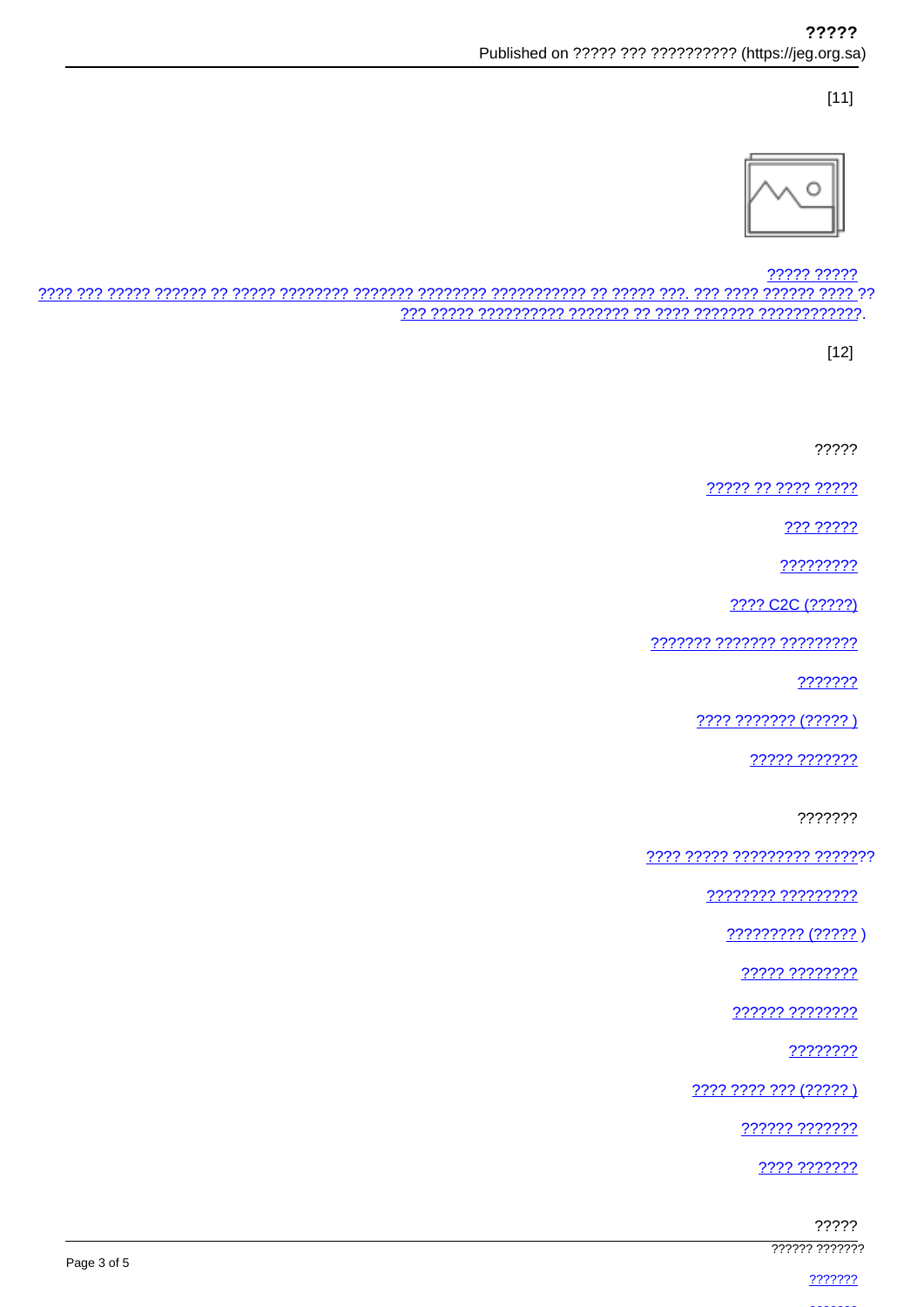[11]

????? ?????
???? ??? ????? ?????? ?? ????? ???????? ??????? ???????? ??????????? ?? ????? ???. ??? ???? ?????? ???? ?? ??? ????? ?????????? ??????? ?? ???? ??????? ????????????.

[12]

?????

????? ?? ???? ?????

??? ?????

?????????

???? C2C (?????)

??????? ??????? ?????????

???????

???? ??????? (????? )

????? ???????

???????

???? ????? ????????? ???????

???????? ?????????

????????? (????? )

????? ????????

?????? ????????

????????

???? ???? ??? (????? )

?????? ???????

???? ???????

?????

?????? ???????

???????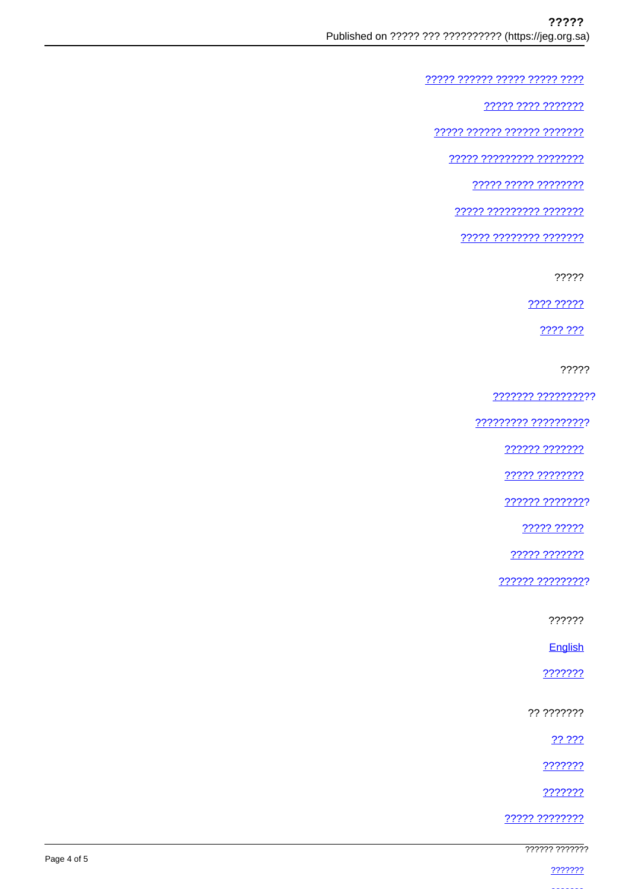[????? ?????? ????? ????? ????](#)

[????? ???? ???????](#)

[????? ?????? ?????? ???????](#)

[????? ????????? ????????](#)

[????? ????? ????????](#)

[????? ????????? ???????](#)

[????? ???????? ???????](#)

?????

[???? ?????](#)

[???? ???](#)

?????

[??????? ??????????](#)

[????????? ??????????](#)

[?????? ???????](#)

[????? ????????](#)

[?????? ????????](#)

[????? ?????](#)

[????? ???????](#)

[?????? ?????????](#)

??????

[English](#)

[???????](#)

?? ???????

[?? ???](#)

[???????](#)

[???????](#)

[????? ????????](#)

?????? ???????

[???????](#)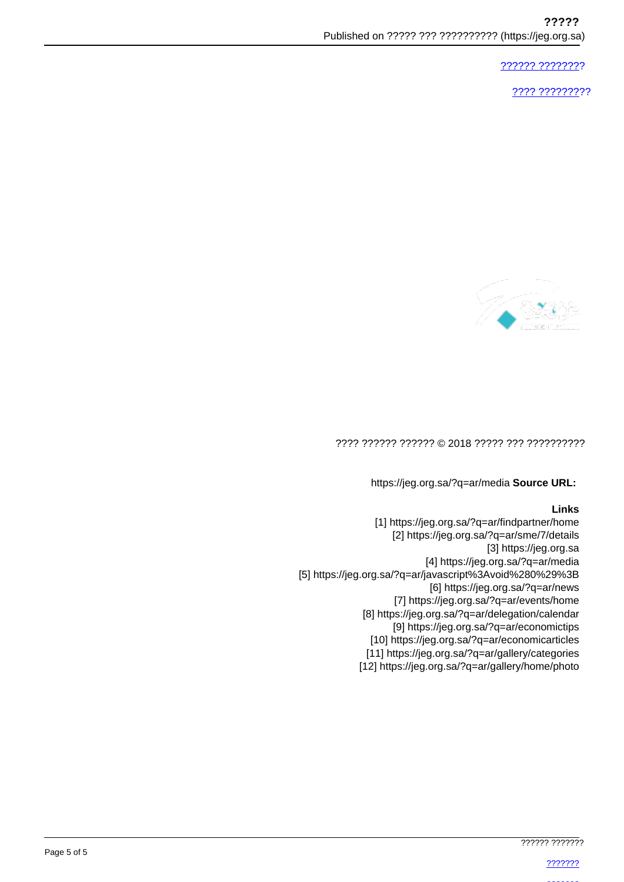?????? ????????

???? ?????????

???? ?????? ?????? © 2018 ????? ??? ??????????

https://jeg.org.sa/?q=ar/media **Source URL:**

**Links**

[1] https://jeg.org.sa/?q=ar/findpartner/home
[2] https://jeg.org.sa/?q=ar/sme/7/details
[3] https://jeg.org.sa
[4] https://jeg.org.sa/?q=ar/media
[5] https://jeg.org.sa/?q=ar/javascript%3Avoid%280%29%3B
[6] https://jeg.org.sa/?q=ar/news
[7] https://jeg.org.sa/?q=ar/events/home
[8] https://jeg.org.sa/?q=ar/delegation/calendar
[9] https://jeg.org.sa/?q=ar/economictips
[10] https://jeg.org.sa/?q=ar/economicarticles
[11] https://jeg.org.sa/?q=ar/gallery/categories
[12] https://jeg.org.sa/?q=ar/gallery/home/photo

?????? ???????

???????